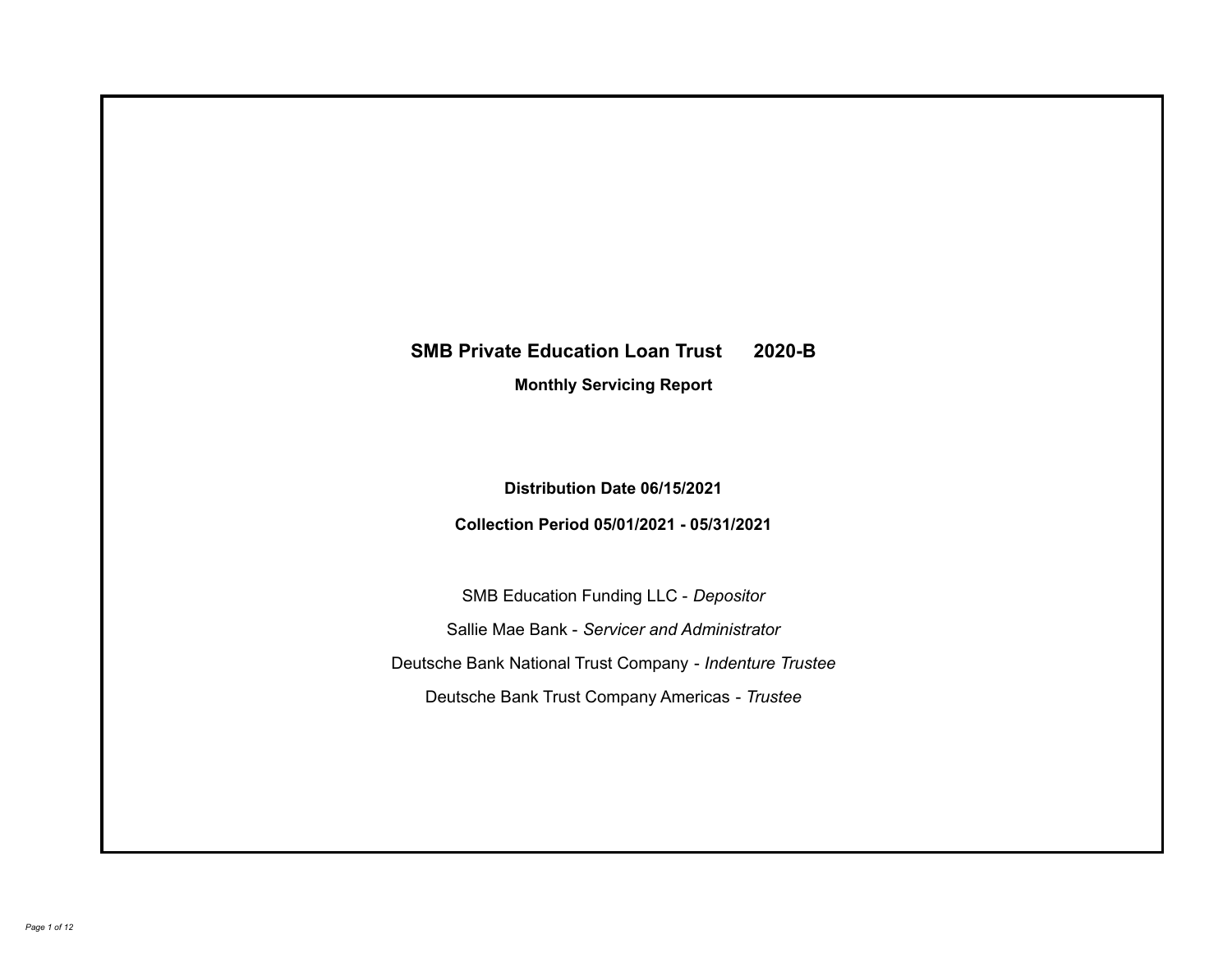# SMB Private Education Loan Trust 2020-B

**Monthly Servicing Report**

**Distribution Date 06/15/2021**

**Collection Period 05/01/2021 - 05/31/2021**

SMB Education Funding LLC - *Depositor*

Sallie Mae Bank - *Servicer and Administrator*

Deutsche Bank National Trust Company - *Indenture Trustee*

Deutsche Bank Trust Company Americas - *Trustee*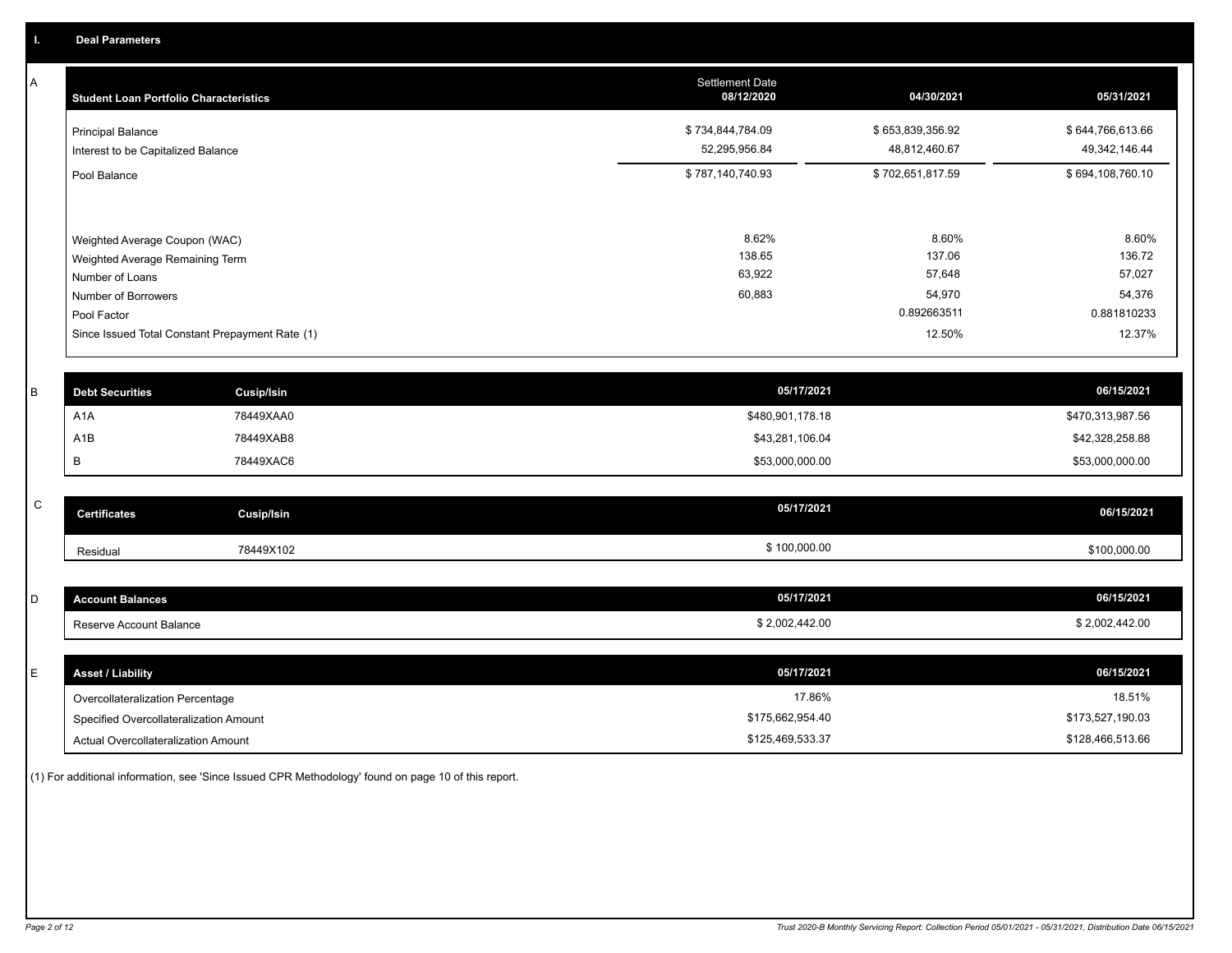## I. Deal Parameters

### A

| Student Loan Portfolio Characteristics | Settlement Date 08/12/2020 | 04/30/2021 | 05/31/2021 |
|---|---|---|---|
| Principal Balance | $ 734,844,784.09 | $ 653,839,356.92 | $ 644,766,613.66 |
| Interest to be Capitalized Balance | 52,295,956.84 | 48,812,460.67 | 49,342,146.44 |
| Pool Balance | $ 787,140,740.93 | $ 702,651,817.59 | $ 694,108,760.10 |
| Weighted Average Coupon (WAC) | 8.62% | 8.60% | 8.60% |
| Weighted Average Remaining Term | 138.65 | 137.06 | 136.72 |
| Number of Loans | 63,922 | 57,648 | 57,027 |
| Number of Borrowers | 60,883 | 54,970 | 54,376 |
| Pool Factor | | 0.892663511 | 0.881810233 |
| Since Issued Total Constant Prepayment Rate (1) | | 12.50% | 12.37% |

### B

| Debt Securities | Cusip/Isin | 05/17/2021 | 06/15/2021 |
|---|---|---|---|
| A1A | 78449XAA0 | $480,901,178.18 | $470,313,987.56 |
| A1B | 78449XAB8 | $43,281,106.04 | $42,328,258.88 |
| B | 78449XAC6 | $53,000,000.00 | $53,000,000.00 |

### C

| Certificates | Cusip/Isin | 05/17/2021 | 06/15/2021 |
|---|---|---|---|
| Residual | 78449X102 | $ 100,000.00 | $100,000.00 |

### D

| Account Balances | 05/17/2021 | 06/15/2021 |
|---|---|---|
| Reserve Account Balance | $ 2,002,442.00 | $ 2,002,442.00 |

### E

| Asset / Liability | 05/17/2021 | 06/15/2021 |
|---|---|---|
| Overcollateralization Percentage | 17.86% | 18.51% |
| Specified Overcollateralization Amount | $175,662,954.40 | $173,527,190.03 |
| Actual Overcollateralization Amount | $125,469,533.37 | $128,466,513.66 |

(1) For additional information, see 'Since Issued CPR Methodology' found on page 10 of this report.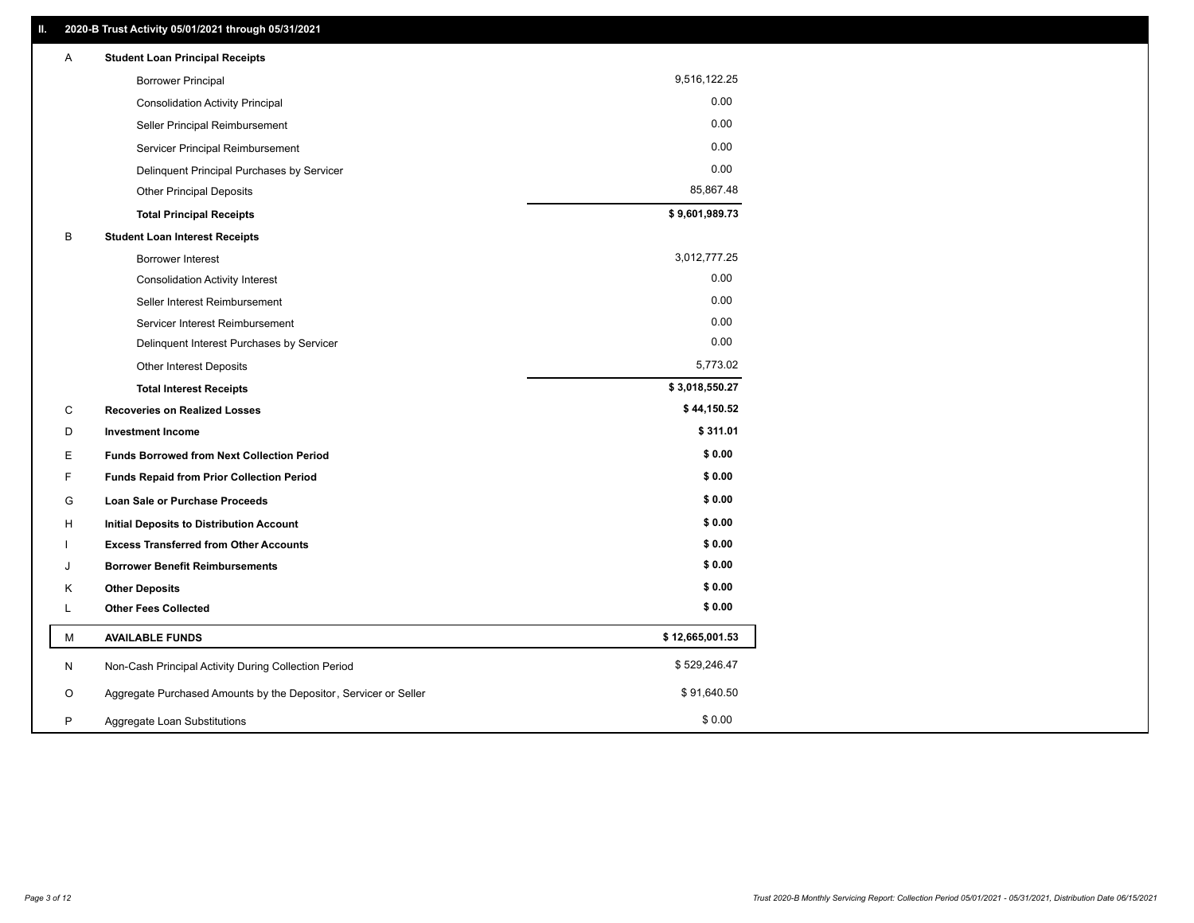## II. 2020-B Trust Activity 05/01/2021 through 05/31/2021

| | | |
|---|---|---|
| A | **Student Loan Principal Receipts** | |
| | Borrower Principal | 9,516,122.25 |
| | Consolidation Activity Principal | 0.00 |
| | Seller Principal Reimbursement | 0.00 |
| | Servicer Principal Reimbursement | 0.00 |
| | Delinquent Principal Purchases by Servicer | 0.00 |
| | Other Principal Deposits | 85,867.48 |
| | **Total Principal Receipts** | **$ 9,601,989.73** |
| B | **Student Loan Interest Receipts** | |
| | Borrower Interest | 3,012,777.25 |
| | Consolidation Activity Interest | 0.00 |
| | Seller Interest Reimbursement | 0.00 |
| | Servicer Interest Reimbursement | 0.00 |
| | Delinquent Interest Purchases by Servicer | 0.00 |
| | Other Interest Deposits | 5,773.02 |
| | **Total Interest Receipts** | **$ 3,018,550.27** |
| C | **Recoveries on Realized Losses** | **$ 44,150.52** |
| D | **Investment Income** | **$ 311.01** |
| E | **Funds Borrowed from Next Collection Period** | **$ 0.00** |
| F | **Funds Repaid from Prior Collection Period** | **$ 0.00** |
| G | **Loan Sale or Purchase Proceeds** | **$ 0.00** |
| H | **Initial Deposits to Distribution Account** | **$ 0.00** |
| I | **Excess Transferred from Other Accounts** | **$ 0.00** |
| J | **Borrower Benefit Reimbursements** | **$ 0.00** |
| K | **Other Deposits** | **$ 0.00** |
| L | **Other Fees Collected** | **$ 0.00** |
| M | **AVAILABLE FUNDS** | **$ 12,665,001.53** |
| N | Non-Cash Principal Activity During Collection Period | $ 529,246.47 |
| O | Aggregate Purchased Amounts by the Depositor, Servicer or Seller | $ 91,640.50 |
| P | Aggregate Loan Substitutions | $ 0.00 |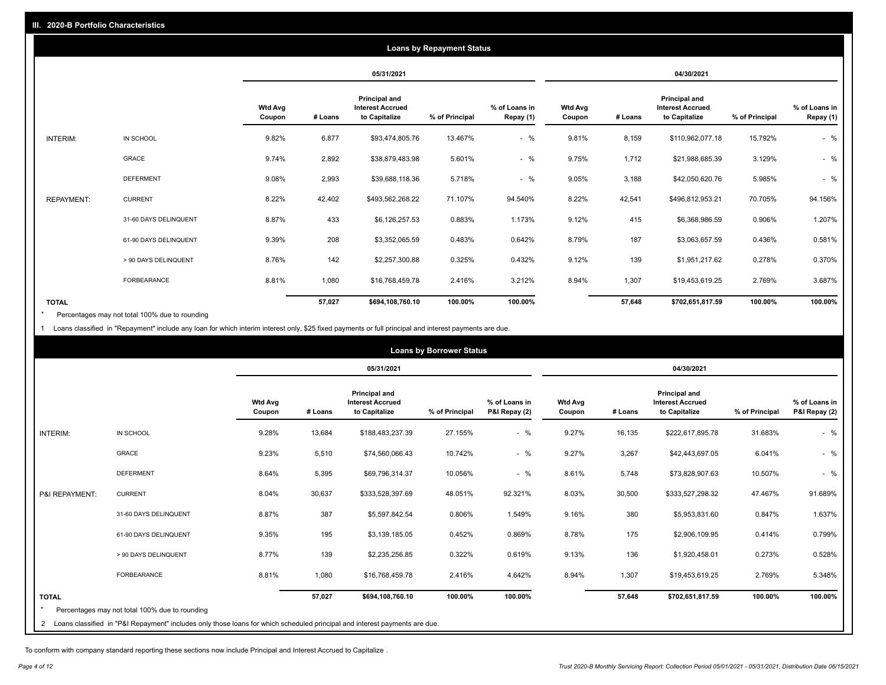## III. 2020-B Portfolio Characteristics

### Loans by Repayment Status

| | | 05/31/2021 | | | | | 04/30/2021 | | | | |
|---|---|---|---|---|---|---|---|---|---|---|---|
| | | Wtd Avg Coupon | # Loans | Principal and Interest Accrued to Capitalize | % of Principal | % of Loans in Repay (1) | Wtd Avg Coupon | # Loans | Principal and Interest Accrued to Capitalize | % of Principal | % of Loans in Repay (1) |
| INTERIM: | IN SCHOOL | 9.82% | 6,877 | $93,474,805.76 | 13.467% | - % | 9.81% | 8,159 | $110,962,077.18 | 15.792% | - % |
| | GRACE | 9.74% | 2,892 | $38,879,483.98 | 5.601% | - % | 9.75% | 1,712 | $21,988,685.39 | 3.129% | - % |
| | DEFERMENT | 9.08% | 2,993 | $39,688,118.36 | 5.718% | - % | 9.05% | 3,188 | $42,050,620.76 | 5.985% | - % |
| REPAYMENT: | CURRENT | 8.22% | 42,402 | $493,562,268.22 | 71.107% | 94.540% | 8.22% | 42,541 | $496,812,953.21 | 70.705% | 94.156% |
| | 31-60 DAYS DELINQUENT | 8.87% | 433 | $6,126,257.53 | 0.883% | 1.173% | 9.12% | 415 | $6,368,986.59 | 0.906% | 1.207% |
| | 61-90 DAYS DELINQUENT | 9.39% | 208 | $3,352,065.59 | 0.483% | 0.642% | 8.79% | 187 | $3,063,657.59 | 0.436% | 0.581% |
| | > 90 DAYS DELINQUENT | 8.76% | 142 | $2,257,300.88 | 0.325% | 0.432% | 9.12% | 139 | $1,951,217.62 | 0.278% | 0.370% |
| | FORBEARANCE | 8.81% | 1,080 | $16,768,459.78 | 2.416% | 3.212% | 8.94% | 1,307 | $19,453,619.25 | 2.769% | 3.687% |
| TOTAL | | | 57,027 | $694,108,760.10 | 100.00% | 100.00% | | 57,648 | $702,651,817.59 | 100.00% | 100.00% |

* Percentages may not total 100% due to rounding

1 Loans classified in "Repayment" include any loan for which interim interest only, $25 fixed payments or full principal and interest payments are due.

### Loans by Borrower Status

| | | 05/31/2021 | | | | | 04/30/2021 | | | | |
|---|---|---|---|---|---|---|---|---|---|---|---|
| | | Wtd Avg Coupon | # Loans | Principal and Interest Accrued to Capitalize | % of Principal | % of Loans in P&I Repay (2) | Wtd Avg Coupon | # Loans | Principal and Interest Accrued to Capitalize | % of Principal | % of Loans in P&I Repay (2) |
| INTERIM: | IN SCHOOL | 9.28% | 13,684 | $188,483,237.39 | 27.155% | - % | 9.27% | 16,135 | $222,617,895.78 | 31.683% | - % |
| | GRACE | 9.23% | 5,510 | $74,560,066.43 | 10.742% | - % | 9.27% | 3,267 | $42,443,697.05 | 6.041% | - % |
| | DEFERMENT | 8.64% | 5,395 | $69,796,314.37 | 10.056% | - % | 8.61% | 5,748 | $73,828,907.63 | 10.507% | - % |
| P&I REPAYMENT: | CURRENT | 8.04% | 30,637 | $333,528,397.69 | 48.051% | 92.321% | 8.03% | 30,500 | $333,527,298.32 | 47.467% | 91.689% |
| | 31-60 DAYS DELINQUENT | 8.87% | 387 | $5,597,842.54 | 0.806% | 1.549% | 9.16% | 380 | $5,953,831.60 | 0.847% | 1.637% |
| | 61-90 DAYS DELINQUENT | 9.35% | 195 | $3,139,185.05 | 0.452% | 0.869% | 8.78% | 175 | $2,906,109.95 | 0.414% | 0.799% |
| | > 90 DAYS DELINQUENT | 8.77% | 139 | $2,235,256.85 | 0.322% | 0.619% | 9.13% | 136 | $1,920,458.01 | 0.273% | 0.528% |
| | FORBEARANCE | 8.81% | 1,080 | $16,768,459.78 | 2.416% | 4.642% | 8.94% | 1,307 | $19,453,619.25 | 2.769% | 5.348% |
| TOTAL | | | 57,027 | $694,108,760.10 | 100.00% | 100.00% | | 57,648 | $702,651,817.59 | 100.00% | 100.00% |

* Percentages may not total 100% due to rounding

2 Loans classified in "P&I Repayment" includes only those loans for which scheduled principal and interest payments are due.

To conform with company standard reporting these sections now include Principal and Interest Accrued to Capitalize .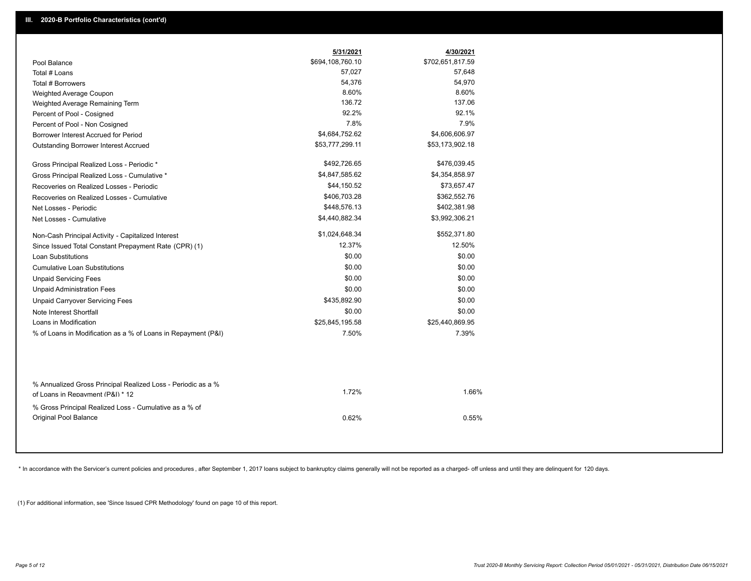## III. 2020-B Portfolio Characteristics (cont'd)

| | 5/31/2021 | 4/30/2021 |
|---|---|---|
| Pool Balance | $694,108,760.10 | $702,651,817.59 |
| Total # Loans | 57,027 | 57,648 |
| Total # Borrowers | 54,376 | 54,970 |
| Weighted Average Coupon | 8.60% | 8.60% |
| Weighted Average Remaining Term | 136.72 | 137.06 |
| Percent of Pool - Cosigned | 92.2% | 92.1% |
| Percent of Pool - Non Cosigned | 7.8% | 7.9% |
| Borrower Interest Accrued for Period | $4,684,752.62 | $4,606,606.97 |
| Outstanding Borrower Interest Accrued | $53,777,299.11 | $53,173,902.18 |
| Gross Principal Realized Loss - Periodic * | $492,726.65 | $476,039.45 |
| Gross Principal Realized Loss - Cumulative * | $4,847,585.62 | $4,354,858.97 |
| Recoveries on Realized Losses - Periodic | $44,150.52 | $73,657.47 |
| Recoveries on Realized Losses - Cumulative | $406,703.28 | $362,552.76 |
| Net Losses - Periodic | $448,576.13 | $402,381.98 |
| Net Losses - Cumulative | $4,440,882.34 | $3,992,306.21 |
| Non-Cash Principal Activity - Capitalized Interest | $1,024,648.34 | $552,371.80 |
| Since Issued Total Constant Prepayment Rate (CPR) (1) | 12.37% | 12.50% |
| Loan Substitutions | $0.00 | $0.00 |
| Cumulative Loan Substitutions | $0.00 | $0.00 |
| Unpaid Servicing Fees | $0.00 | $0.00 |
| Unpaid Administration Fees | $0.00 | $0.00 |
| Unpaid Carryover Servicing Fees | $435,892.90 | $0.00 |
| Note Interest Shortfall | $0.00 | $0.00 |
| Loans in Modification | $25,845,195.58 | $25,440,869.95 |
| % of Loans in Modification as a % of Loans in Repayment (P&I) | 7.50% | 7.39% |
| % Annualized Gross Principal Realized Loss - Periodic as a % of Loans in Repayment (P&I) * 12 | 1.72% | 1.66% |
| % Gross Principal Realized Loss - Cumulative as a % of Original Pool Balance | 0.62% | 0.55% |

* In accordance with the Servicer's current policies and procedures , after September 1, 2017 loans subject to bankruptcy claims generally will not be reported as a charged- off unless and until they are delinquent for 120 days.

(1) For additional information, see 'Since Issued CPR Methodology' found on page 10 of this report.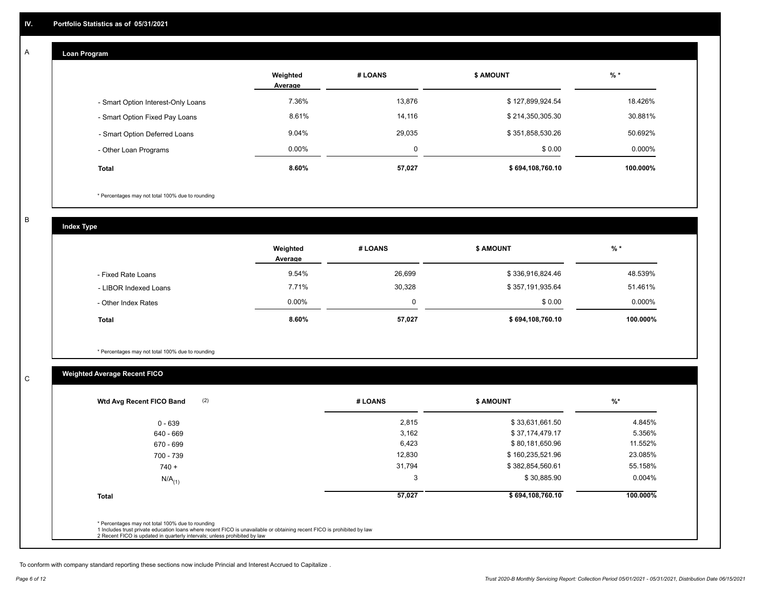## IV. Portfolio Statistics as of 05/31/2021

### A — Loan Program

| | Weighted Average | # LOANS | $ AMOUNT | % * |
|---|---|---|---|---|
| - Smart Option Interest-Only Loans | 7.36% | 13,876 | $ 127,899,924.54 | 18.426% |
| - Smart Option Fixed Pay Loans | 8.61% | 14,116 | $ 214,350,305.30 | 30.881% |
| - Smart Option Deferred Loans | 9.04% | 29,035 | $ 351,858,530.26 | 50.692% |
| - Other Loan Programs | 0.00% | 0 | $ 0.00 | 0.000% |
| **Total** | **8.60%** | **57,027** | **$ 694,108,760.10** | **100.000%** |

\* Percentages may not total 100% due to rounding

### B — Index Type

| | Weighted Average | # LOANS | $ AMOUNT | % * |
|---|---|---|---|---|
| - Fixed Rate Loans | 9.54% | 26,699 | $ 336,916,824.46 | 48.539% |
| - LIBOR Indexed Loans | 7.71% | 30,328 | $ 357,191,935.64 | 51.461% |
| - Other Index Rates | 0.00% | 0 | $ 0.00 | 0.000% |
| **Total** | **8.60%** | **57,027** | **$ 694,108,760.10** | **100.000%** |

\* Percentages may not total 100% due to rounding

### C — Weighted Average Recent FICO

| Wtd Avg Recent FICO Band (2) | # LOANS | $ AMOUNT | %* |
|---|---|---|---|
| 0 - 639 | 2,815 | $ 33,631,661.50 | 4.845% |
| 640 - 669 | 3,162 | $ 37,174,479.17 | 5.356% |
| 670 - 699 | 6,423 | $ 80,181,650.96 | 11.552% |
| 700 - 739 | 12,830 | $ 160,235,521.96 | 23.085% |
| 740 + | 31,794 | $ 382,854,560.61 | 55.158% |
| $N/A_{(1)}$ | 3 | $ 30,885.90 | 0.004% |
| **Total** | **57,027** | **$ 694,108,760.10** | **100.000%** |

\* Percentages may not total 100% due to rounding
1 Includes trust private education loans where recent FICO is unavailable or obtaining recent FICO is prohibited by law
2 Recent FICO is updated in quarterly intervals; unless prohibited by law

To conform with company standard reporting these sections now include Princial and Interest Accrued to Capitalize .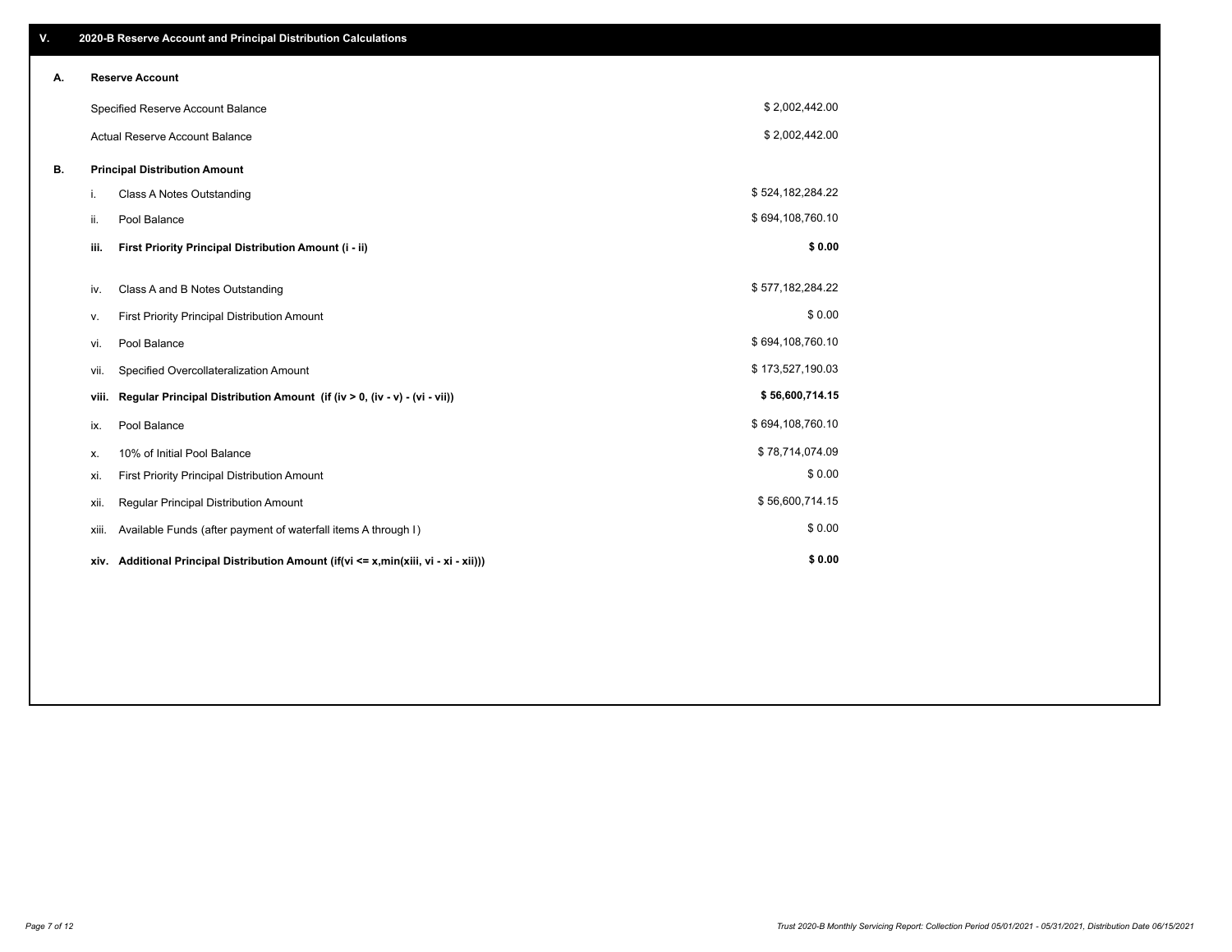## V. 2020-B Reserve Account and Principal Distribution Calculations

### A. Reserve Account

| | |
|---|---|
| Specified Reserve Account Balance | $ 2,002,442.00 |
| Actual Reserve Account Balance | $ 2,002,442.00 |

### B. Principal Distribution Amount

| | | |
|---|---|---|
| i. | Class A Notes Outstanding | $ 524,182,284.22 |
| ii. | Pool Balance | $ 694,108,760.10 |
| **iii.** | **First Priority Principal Distribution Amount (i - ii)** | **$ 0.00** |
| iv. | Class A and B Notes Outstanding | $ 577,182,284.22 |
| v. | First Priority Principal Distribution Amount | $ 0.00 |
| vi. | Pool Balance | $ 694,108,760.10 |
| vii. | Specified Overcollateralization Amount | $ 173,527,190.03 |
| **viii.** | **Regular Principal Distribution Amount (if (iv > 0, (iv - v) - (vi - vii))** | **$ 56,600,714.15** |
| ix. | Pool Balance | $ 694,108,760.10 |
| x. | 10% of Initial Pool Balance | $ 78,714,074.09 |
| xi. | First Priority Principal Distribution Amount | $ 0.00 |
| xii. | Regular Principal Distribution Amount | $ 56,600,714.15 |
| xiii. | Available Funds (after payment of waterfall items A through I) | $ 0.00 |
| **xiv.** | **Additional Principal Distribution Amount (if(vi <= x,min(xiii, vi - xi - xii)))** | **$ 0.00** |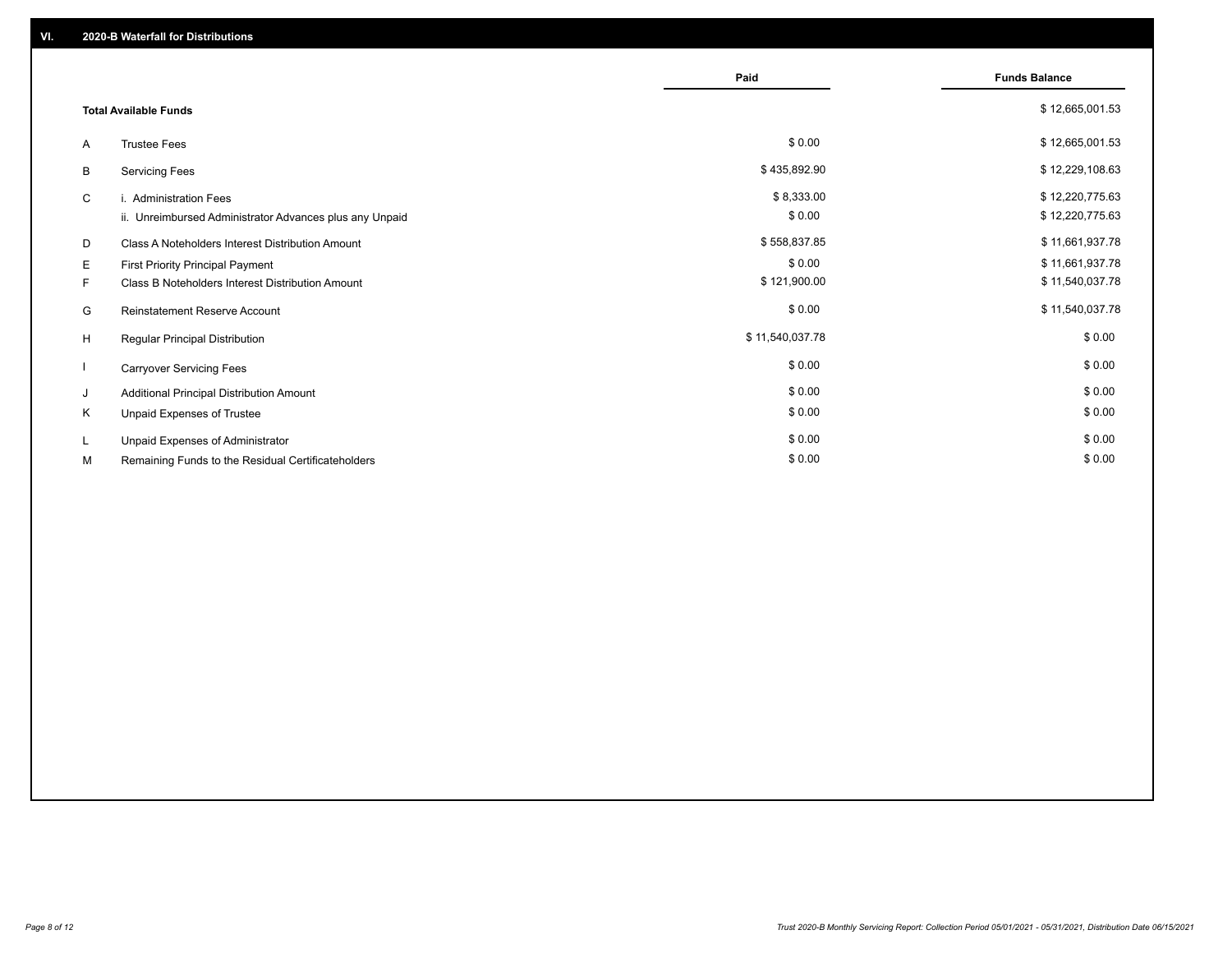## VI. 2020-B Waterfall for Distributions

| | | Paid | Funds Balance |
|---|---|---|---|
| | **Total Available Funds** | | $ 12,665,001.53 |
| A | Trustee Fees | $ 0.00 | $ 12,665,001.53 |
| B | Servicing Fees | $ 435,892.90 | $ 12,229,108.63 |
| C | i. Administration Fees | $ 8,333.00 | $ 12,220,775.63 |
| | ii. Unreimbursed Administrator Advances plus any Unpaid | $ 0.00 | $ 12,220,775.63 |
| D | Class A Noteholders Interest Distribution Amount | $ 558,837.85 | $ 11,661,937.78 |
| E | First Priority Principal Payment | $ 0.00 | $ 11,661,937.78 |
| F | Class B Noteholders Interest Distribution Amount | $ 121,900.00 | $ 11,540,037.78 |
| G | Reinstatement Reserve Account | $ 0.00 | $ 11,540,037.78 |
| H | Regular Principal Distribution | $ 11,540,037.78 | $ 0.00 |
| I | Carryover Servicing Fees | $ 0.00 | $ 0.00 |
| J | Additional Principal Distribution Amount | $ 0.00 | $ 0.00 |
| K | Unpaid Expenses of Trustee | $ 0.00 | $ 0.00 |
| L | Unpaid Expenses of Administrator | $ 0.00 | $ 0.00 |
| M | Remaining Funds to the Residual Certificateholders | $ 0.00 | $ 0.00 |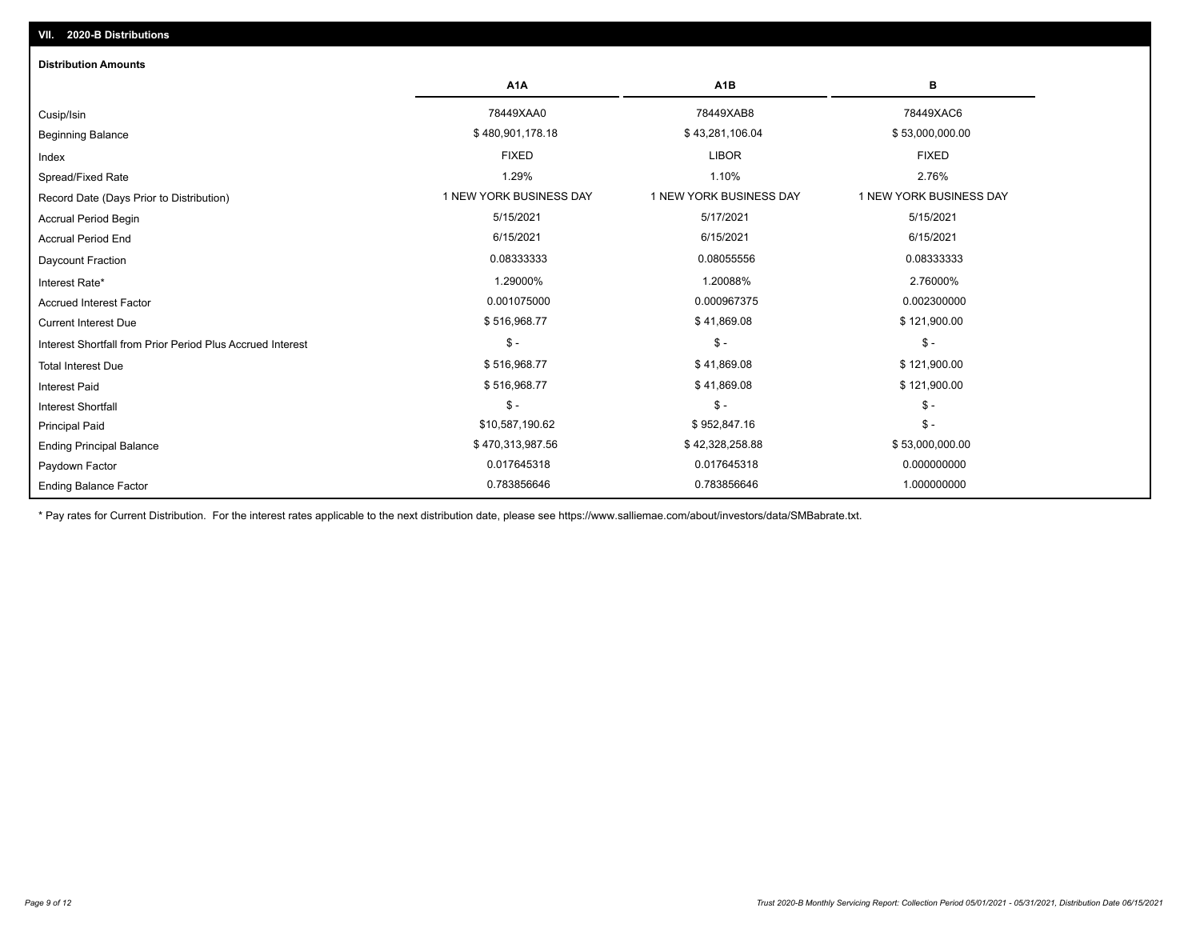## VII. 2020-B Distributions

### Distribution Amounts

| | A1A | A1B | B |
|---|---|---|---|
| Cusip/Isin | 78449XAA0 | 78449XAB8 | 78449XAC6 |
| Beginning Balance | $ 480,901,178.18 | $ 43,281,106.04 | $ 53,000,000.00 |
| Index | FIXED | LIBOR | FIXED |
| Spread/Fixed Rate | 1.29% | 1.10% | 2.76% |
| Record Date (Days Prior to Distribution) | 1 NEW YORK BUSINESS DAY | 1 NEW YORK BUSINESS DAY | 1 NEW YORK BUSINESS DAY |
| Accrual Period Begin | 5/15/2021 | 5/17/2021 | 5/15/2021 |
| Accrual Period End | 6/15/2021 | 6/15/2021 | 6/15/2021 |
| Daycount Fraction | 0.08333333 | 0.08055556 | 0.08333333 |
| Interest Rate* | 1.29000% | 1.20088% | 2.76000% |
| Accrued Interest Factor | 0.001075000 | 0.000967375 | 0.002300000 |
| Current Interest Due | $ 516,968.77 | $ 41,869.08 | $ 121,900.00 |
| Interest Shortfall from Prior Period Plus Accrued Interest | $ - | $ - | $ - |
| Total Interest Due | $ 516,968.77 | $ 41,869.08 | $ 121,900.00 |
| Interest Paid | $ 516,968.77 | $ 41,869.08 | $ 121,900.00 |
| Interest Shortfall | $ - | $ - | $ - |
| Principal Paid | $10,587,190.62 | $ 952,847.16 | $ - |
| Ending Principal Balance | $ 470,313,987.56 | $ 42,328,258.88 | $ 53,000,000.00 |
| Paydown Factor | 0.017645318 | 0.017645318 | 0.000000000 |
| Ending Balance Factor | 0.783856646 | 0.783856646 | 1.000000000 |

* Pay rates for Current Distribution. For the interest rates applicable to the next distribution date, please see https://www.salliemae.com/about/investors/data/SMBabrate.txt.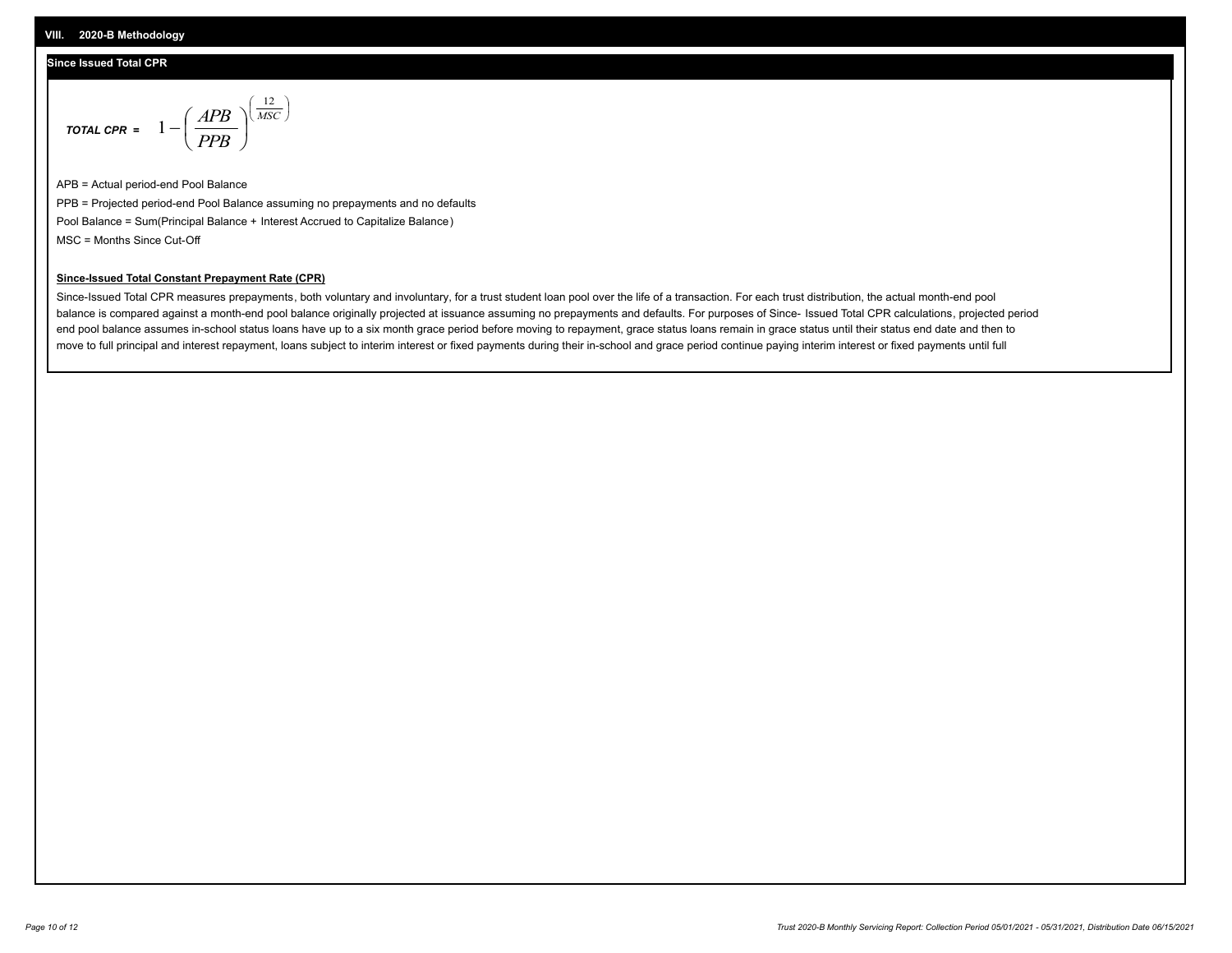## VIII. 2020-B Methodology

### Since Issued Total CPR

$$\textit{TOTAL CPR} = 1 - \left(\frac{APB}{PPB}\right)^{\left(\frac{12}{MSC}\right)}$$

APB = Actual period-end Pool Balance

PPB = Projected period-end Pool Balance assuming no prepayments and no defaults

Pool Balance = Sum(Principal Balance + Interest Accrued to Capitalize Balance)

MSC = Months Since Cut-Off

**Since-Issued Total Constant Prepayment Rate (CPR)**

Since-Issued Total CPR measures prepayments, both voluntary and involuntary, for a trust student loan pool over the life of a transaction. For each trust distribution, the actual month-end pool balance is compared against a month-end pool balance originally projected at issuance assuming no prepayments and defaults. For purposes of Since- Issued Total CPR calculations, projected period end pool balance assumes in-school status loans have up to a six month grace period before moving to repayment, grace status loans remain in grace status until their status end date and then to move to full principal and interest repayment, loans subject to interim interest or fixed payments during their in-school and grace period continue paying interim interest or fixed payments until full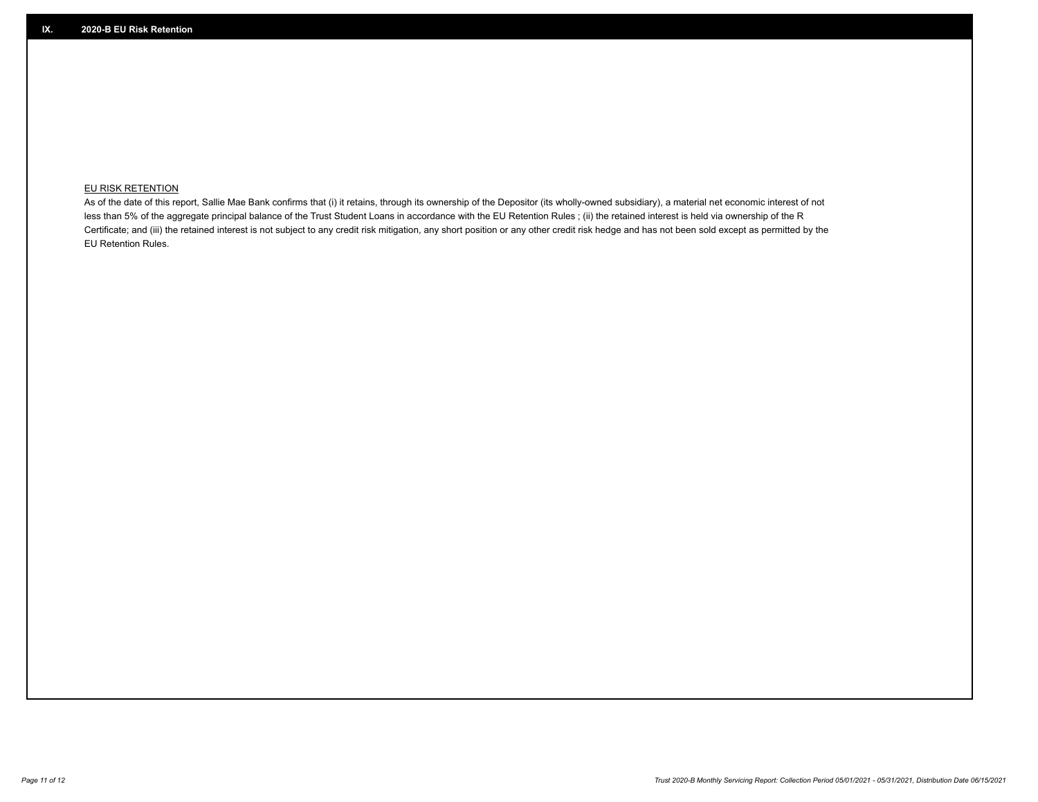## IX. 2020-B EU Risk Retention

EU RISK RETENTION

As of the date of this report, Sallie Mae Bank confirms that (i) it retains, through its ownership of the Depositor (its wholly-owned subsidiary), a material net economic interest of not less than 5% of the aggregate principal balance of the Trust Student Loans in accordance with the EU Retention Rules ; (ii) the retained interest is held via ownership of the R Certificate; and (iii) the retained interest is not subject to any credit risk mitigation, any short position or any other credit risk hedge and has not been sold except as permitted by the EU Retention Rules.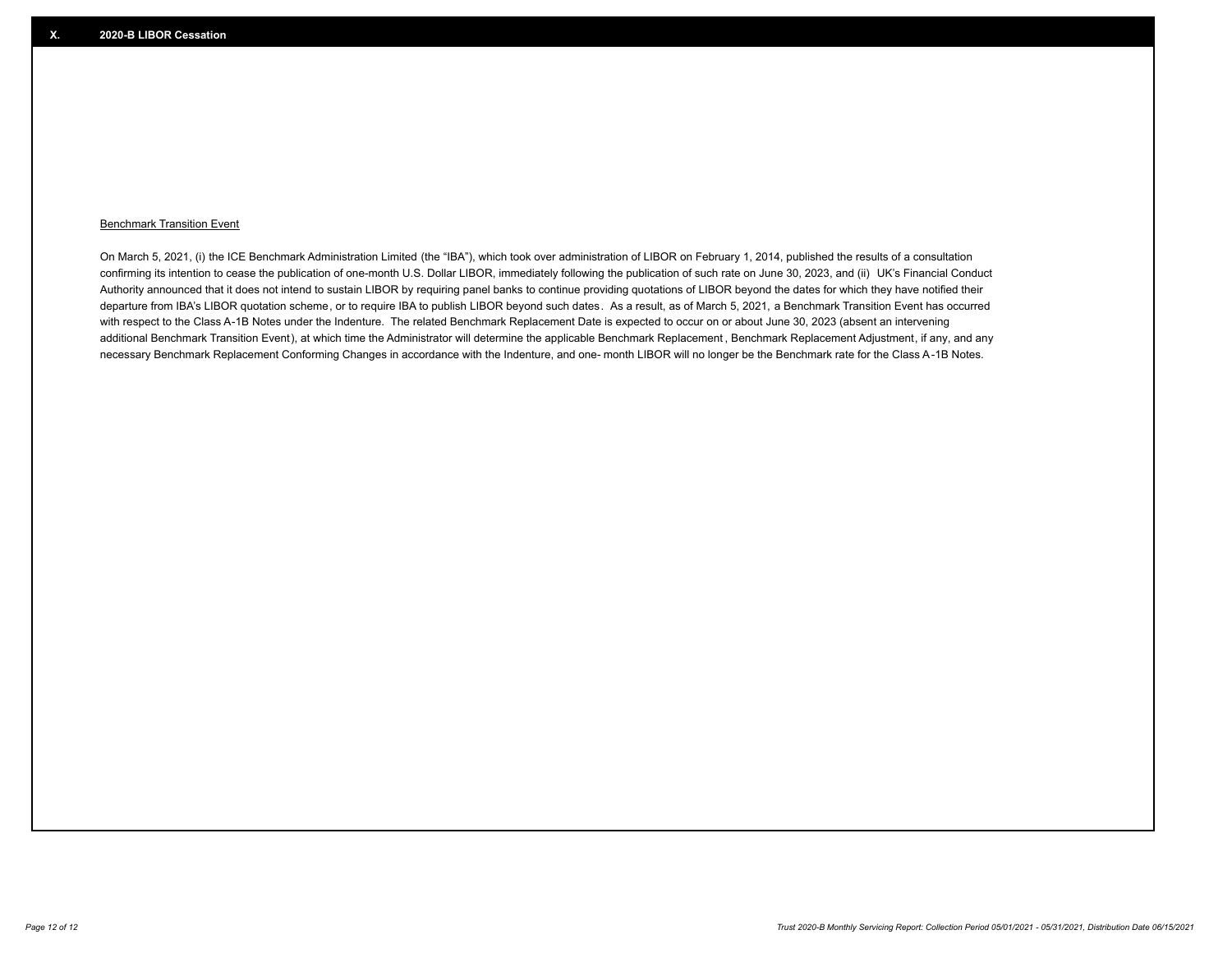## X. 2020-B LIBOR Cessation

### Benchmark Transition Event

On March 5, 2021, (i) the ICE Benchmark Administration Limited (the "IBA"), which took over administration of LIBOR on February 1, 2014, published the results of a consultation confirming its intention to cease the publication of one-month U.S. Dollar LIBOR, immediately following the publication of such rate on June 30, 2023, and (ii) UK's Financial Conduct Authority announced that it does not intend to sustain LIBOR by requiring panel banks to continue providing quotations of LIBOR beyond the dates for which they have notified their departure from IBA's LIBOR quotation scheme, or to require IBA to publish LIBOR beyond such dates. As a result, as of March 5, 2021, a Benchmark Transition Event has occurred with respect to the Class A-1B Notes under the Indenture. The related Benchmark Replacement Date is expected to occur on or about June 30, 2023 (absent an intervening additional Benchmark Transition Event), at which time the Administrator will determine the applicable Benchmark Replacement, Benchmark Replacement Adjustment, if any, and any necessary Benchmark Replacement Conforming Changes in accordance with the Indenture, and one- month LIBOR will no longer be the Benchmark rate for the Class A-1B Notes.